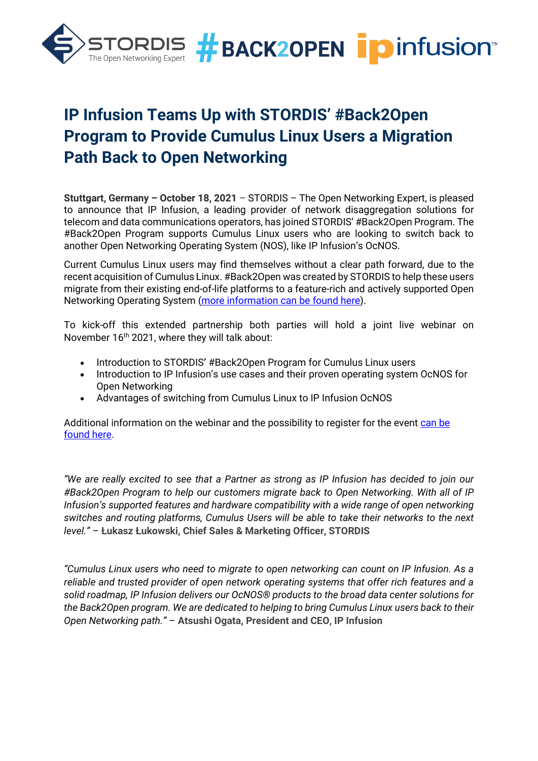# IP Infusion Teams Up with STORDIS' #Back2Open Program to Provide Cumulus Linux Users a Migration Path Back to Open Networking

**Stuttgart, Germany – October 18, 2021** – STORDIS – The Open Networking Expert, is pleased to announce that IP Infusion, a leading provider of network disaggregation solutions for telecom and data communications operators, has joined STORDIS' #Back2Open Program. The #Back2Open Program supports Cumulus Linux users who are looking to switch back to another Open Networking Operating System (NOS), like IP Infusion's OcNOS.

Current Cumulus Linux users may find themselves without a clear path forward, due to the recent acquisition of Cumulus Linux. #Back2Open was created by STORDIS to help these users migrate from their existing end-of-life platforms to a feature-rich and actively supported Open Networking Operating System (more information can be found here).

To kick-off this extended partnership both parties will hold a joint live webinar on November 16th 2021, where they will talk about:

- Introduction to STORDIS' #Back2Open Program for Cumulus Linux users
- Introduction to IP Infusion's use cases and their proven operating system OcNOS for Open Networking
- Advantages of switching from Cumulus Linux to IP Infusion OcNOS

Additional information on the webinar and the possibility to register for the event can be found here.

*"We are really excited to see that a Partner as strong as IP Infusion has decided to join our #Back2Open Program to help our customers migrate back to Open Networking. With all of IP Infusion's supported features and hardware compatibility with a wide range of open networking switches and routing platforms, Cumulus Users will be able to take their networks to the next level."* – **Łukasz Łukowski, Chief Sales & Marketing Officer, STORDIS**

*"Cumulus Linux users who need to migrate to open networking can count on IP Infusion. As a reliable and trusted provider of open network operating systems that offer rich features and a solid roadmap, IP Infusion delivers our OcNOS® products to the broad data center solutions for the Back2Open program. We are dedicated to helping to bring Cumulus Linux users back to their Open Networking path."* – **Atsushi Ogata, President and CEO, IP Infusion**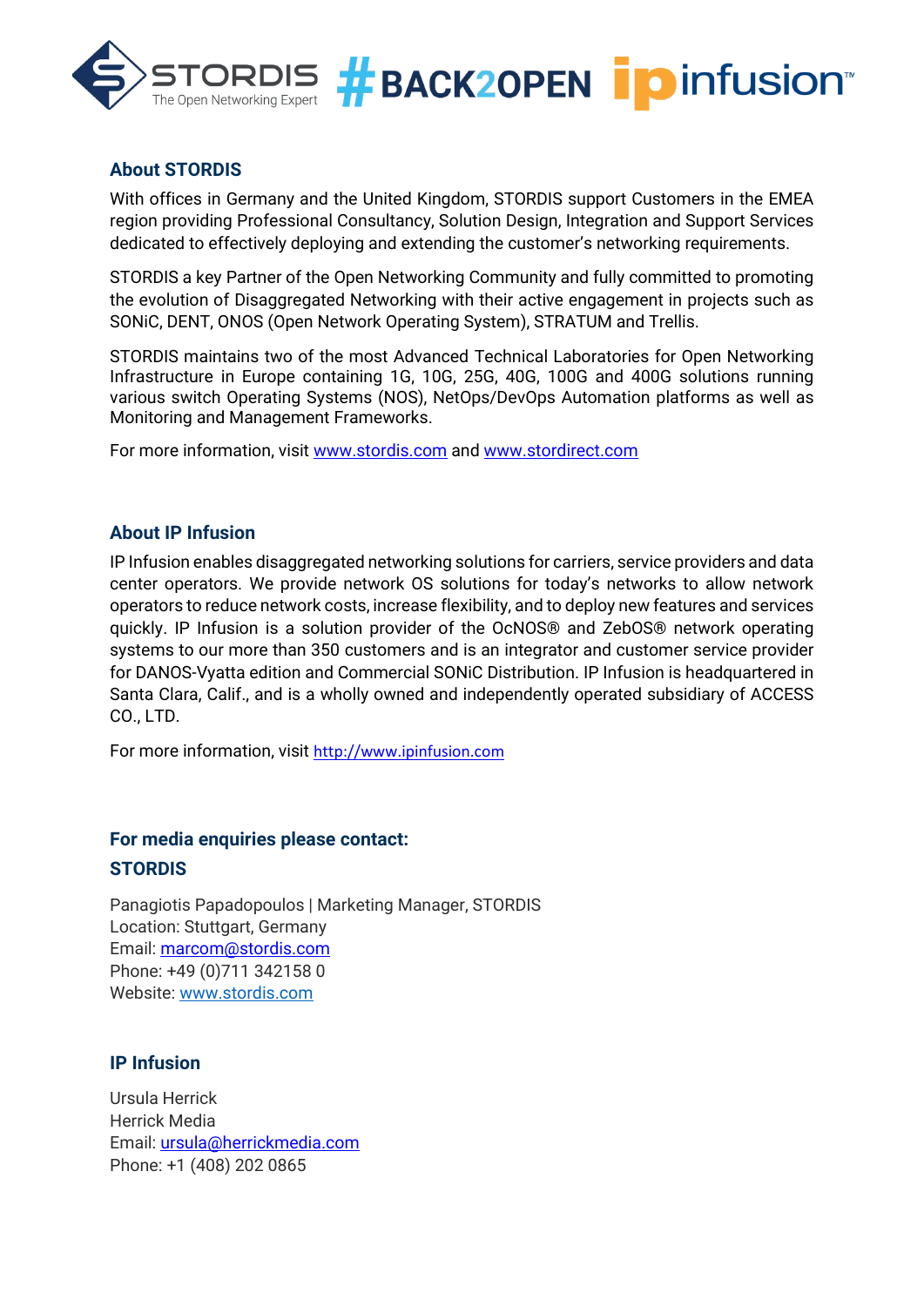## About STORDIS

With offices in Germany and the United Kingdom, STORDIS support Customers in the EMEA region providing Professional Consultancy, Solution Design, Integration and Support Services dedicated to effectively deploying and extending the customer's networking requirements.

STORDIS a key Partner of the Open Networking Community and fully committed to promoting the evolution of Disaggregated Networking with their active engagement in projects such as SONiC, DENT, ONOS (Open Network Operating System), STRATUM and Trellis.

STORDIS maintains two of the most Advanced Technical Laboratories for Open Networking Infrastructure in Europe containing 1G, 10G, 25G, 40G, 100G and 400G solutions running various switch Operating Systems (NOS), NetOps/DevOps Automation platforms as well as Monitoring and Management Frameworks.

For more information, visit [www.stordis.com](http://www.stordis.com) and [www.stordirect.com](http://www.stordirect.com)

## About IP Infusion

IP Infusion enables disaggregated networking solutions for carriers, service providers and data center operators. We provide network OS solutions for today's networks to allow network operators to reduce network costs, increase flexibility, and to deploy new features and services quickly. IP Infusion is a solution provider of the OcNOS® and ZebOS® network operating systems to our more than 350 customers and is an integrator and customer service provider for DANOS-Vyatta edition and Commercial SONiC Distribution. IP Infusion is headquartered in Santa Clara, Calif., and is a wholly owned and independently operated subsidiary of ACCESS CO., LTD.

For more information, visit [http://www.ipinfusion.com](http://www.ipinfusion.com)

## For media enquiries please contact:

### STORDIS

Panagiotis Papadopoulos | Marketing Manager, STORDIS
Location: Stuttgart, Germany
Email: [marcom@stordis.com](mailto:marcom@stordis.com)
Phone: +49 (0)711 342158 0
Website: [www.stordis.com](http://www.stordis.com)

### IP Infusion

Ursula Herrick
Herrick Media
Email: [ursula@herrickmedia.com](mailto:ursula@herrickmedia.com)
Phone: +1 (408) 202 0865